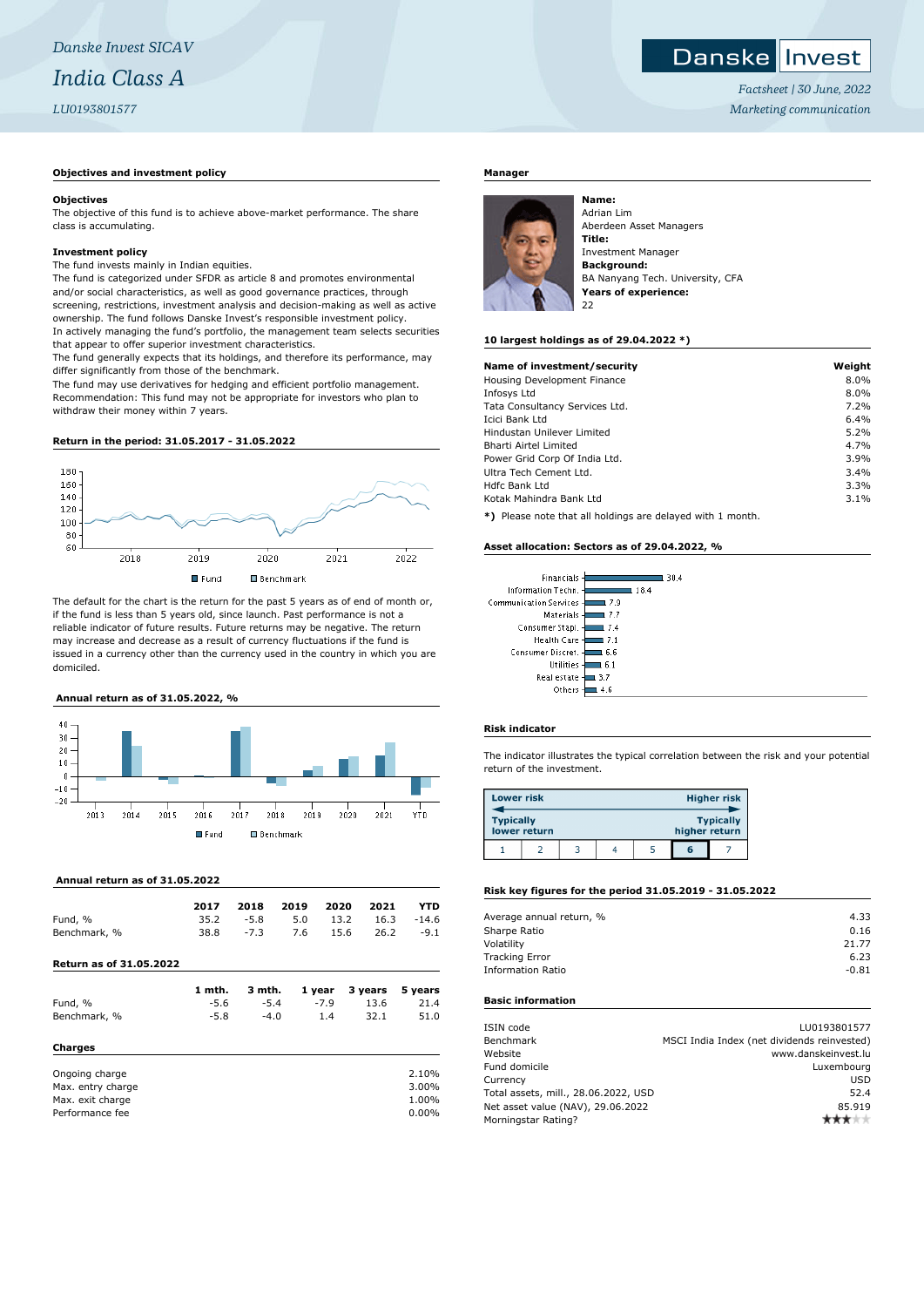*Danske Invest SICAV*

# *India Class A*

*LU0193801577*

*Factsheet | 30 June, 2022*

*Marketing communication*

### Objectives and investment policy

**Objectives**

The objective of this fund is to achieve above-market performance. The share class is accumulating.

**Investment policy**

The fund invests mainly in Indian equities.
The fund is categorized under SFDR as article 8 and promotes environmental and/or social characteristics, as well as good governance practices, through screening, restrictions, investment analysis and decision-making as well as active ownership. The fund follows Danske Invest's responsible investment policy.
In actively managing the fund's portfolio, the management team selects securities that appear to offer superior investment characteristics.
The fund generally expects that its holdings, and therefore its performance, may differ significantly from those of the benchmark.
The fund may use derivatives for hedging and efficient portfolio management.
Recommendation: This fund may not be appropriate for investors who plan to withdraw their money within 7 years.

### Return in the period: 31.05.2017 - 31.05.2022

Fund / Benchmark

The default for the chart is the return for the past 5 years as of end of month or, if the fund is less than 5 years old, since launch. Past performance is not a reliable indicator of future results. Future returns may be negative. The return may increase and decrease as a result of currency fluctuations if the fund is issued in a currency other than the currency used in the country in which you are domiciled.

### Annual return as of 31.05.2022, %

Fund / Benchmark

### Annual return as of 31.05.2022

| | 2017 | 2018 | 2019 | 2020 | 2021 | YTD |
|---|---|---|---|---|---|---|
| Fund, % | 35.2 | -5.8 | 5.0 | 13.2 | 16.3 | -14.6 |
| Benchmark, % | 38.8 | -7.3 | 7.6 | 15.6 | 26.2 | -9.1 |

### Return as of 31.05.2022

| | 1 mth. | 3 mth. | 1 year | 3 years | 5 years |
|---|---|---|---|---|---|
| Fund, % | -5.6 | -5.4 | -7.9 | 13.6 | 21.4 |
| Benchmark, % | -5.8 | -4.0 | 1.4 | 32.1 | 51.0 |

### Charges

| | |
|---|---|
| Ongoing charge | 2.10% |
| Max. entry charge | 3.00% |
| Max. exit charge | 1.00% |
| Performance fee | 0.00% |

### Manager

**Name:**
Adrian Lim
Aberdeen Asset Managers
**Title:**
Investment Manager
**Background:**
BA Nanyang Tech. University, CFA
**Years of experience:**
22

### 10 largest holdings as of 29.04.2022 *)

| Name of investment/security | Weight |
|---|---|
| Housing Development Finance | 8.0% |
| Infosys Ltd | 8.0% |
| Tata Consultancy Services Ltd. | 7.2% |
| Icici Bank Ltd | 6.4% |
| Hindustan Unilever Limited | 5.2% |
| Bharti Airtel Limited | 4.7% |
| Power Grid Corp Of India Ltd. | 3.9% |
| Ultra Tech Cement Ltd. | 3.4% |
| Hdfc Bank Ltd | 3.3% |
| Kotak Mahindra Bank Ltd | 3.1% |

**\*)** Please note that all holdings are delayed with 1 month.

### Asset allocation: Sectors as of 29.04.2022, %

| Sector | % |
|---|---|
| Financials | 30.4 |
| Information Techn. | 18.4 |
| Communication Services | 7.9 |
| Materials | 7.7 |
| Consumer Stapl. | 7.4 |
| Health Care | 7.1 |
| Consumer Discret. | 6.6 |
| Utilities | 6.1 |
| Real estate | 3.7 |
| Others | 4.6 |

### Risk indicator

The indicator illustrates the typical correlation between the risk and your potential return of the investment.

Lower risk — Higher risk
Typically lower return — Typically higher return

| 1 | 2 | 3 | 4 | 5 | **6** | 7 |
|---|---|---|---|---|---|---|

### Risk key figures for the period 31.05.2019 - 31.05.2022

| | |
|---|---|
| Average annual return, % | 4.33 |
| Sharpe Ratio | 0.16 |
| Volatility | 21.77 |
| Tracking Error | 6.23 |
| Information Ratio | -0.81 |

### Basic information

| | |
|---|---|
| ISIN code | LU0193801577 |
| Benchmark | MSCI India Index (net dividends reinvested) |
| Website | www.danskeinvest.lu |
| Fund domicile | Luxembourg |
| Currency | USD |
| Total assets, mill., 28.06.2022, USD | 52.4 |
| Net asset value (NAV), 29.06.2022 | 85.919 |
| Morningstar Rating? | ★★★ |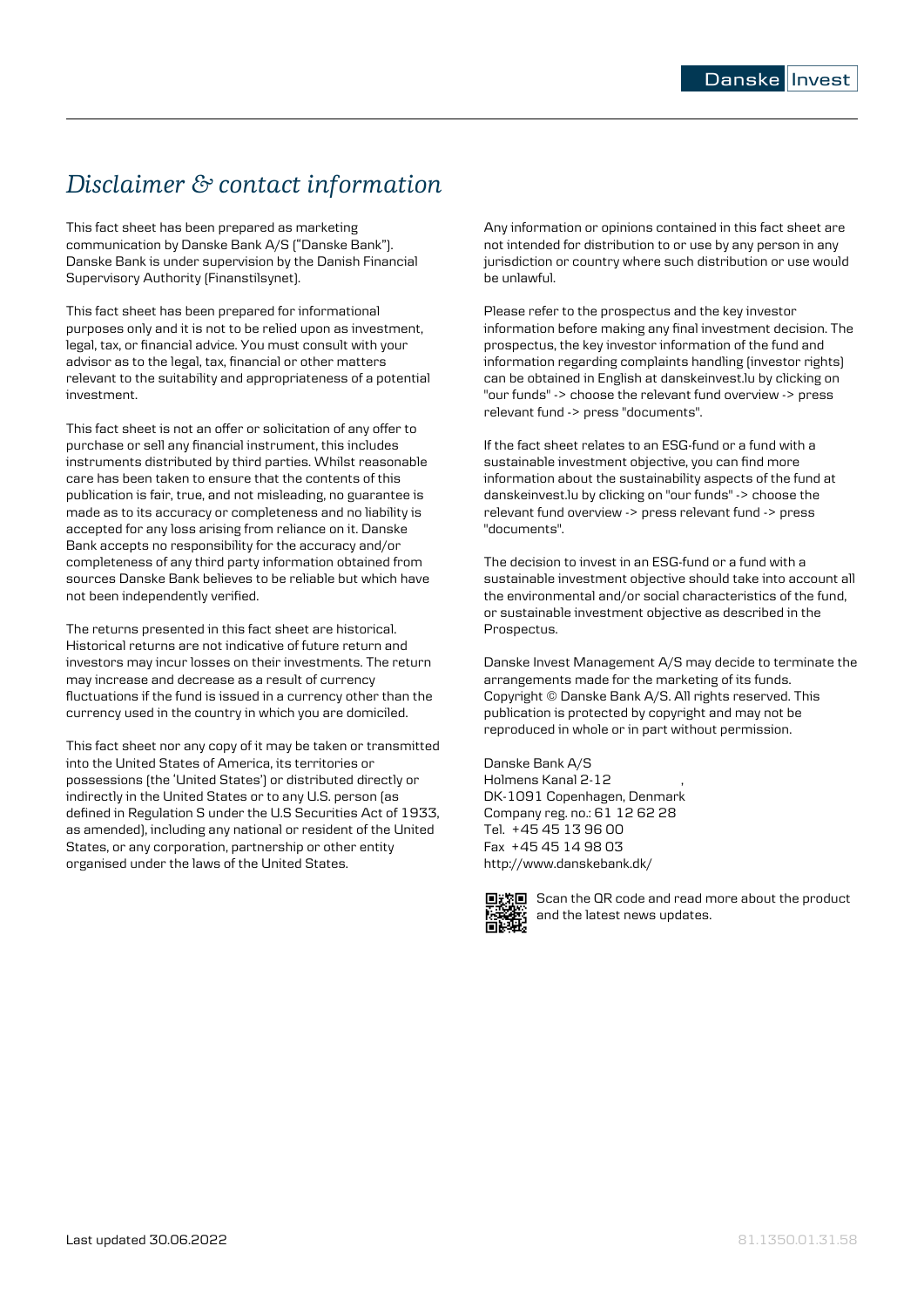# *Disclaimer & contact information*

This fact sheet has been prepared as marketing communication by Danske Bank A/S ("Danske Bank"). Danske Bank is under supervision by the Danish Financial Supervisory Authority (Finanstilsynet).

This fact sheet has been prepared for informational purposes only and it is not to be relied upon as investment, legal, tax, or financial advice. You must consult with your advisor as to the legal, tax, financial or other matters relevant to the suitability and appropriateness of a potential investment.

This fact sheet is not an offer or solicitation of any offer to purchase or sell any financial instrument, this includes instruments distributed by third parties. Whilst reasonable care has been taken to ensure that the contents of this publication is fair, true, and not misleading, no guarantee is made as to its accuracy or completeness and no liability is accepted for any loss arising from reliance on it. Danske Bank accepts no responsibility for the accuracy and/or completeness of any third party information obtained from sources Danske Bank believes to be reliable but which have not been independently verified.

The returns presented in this fact sheet are historical. Historical returns are not indicative of future return and investors may incur losses on their investments. The return may increase and decrease as a result of currency fluctuations if the fund is issued in a currency other than the currency used in the country in which you are domiciled.

This fact sheet nor any copy of it may be taken or transmitted into the United States of America, its territories or possessions (the 'United States') or distributed directly or indirectly in the United States or to any U.S. person (as defined in Regulation S under the U.S Securities Act of 1933, as amended), including any national or resident of the United States, or any corporation, partnership or other entity organised under the laws of the United States.

Any information or opinions contained in this fact sheet are not intended for distribution to or use by any person in any jurisdiction or country where such distribution or use would be unlawful.

Please refer to the prospectus and the key investor information before making any final investment decision. The prospectus, the key investor information of the fund and information regarding complaints handling (investor rights) can be obtained in English at danskeinvest.lu by clicking on "our funds" -> choose the relevant fund overview -> press relevant fund -> press "documents".

If the fact sheet relates to an ESG-fund or a fund with a sustainable investment objective, you can find more information about the sustainability aspects of the fund at danskeinvest.lu by clicking on "our funds" -> choose the relevant fund overview -> press relevant fund -> press "documents".

The decision to invest in an ESG-fund or a fund with a sustainable investment objective should take into account all the environmental and/or social characteristics of the fund, or sustainable investment objective as described in the Prospectus.

Danske Invest Management A/S may decide to terminate the arrangements made for the marketing of its funds. Copyright © Danske Bank A/S. All rights reserved. This publication is protected by copyright and may not be reproduced in whole or in part without permission.

Danske Bank A/S
Holmens Kanal 2-12
DK-1091 Copenhagen, Denmark
Company reg. no.: 61 12 62 28
Tel. +45 45 13 96 00
Fax +45 45 14 98 03
http://www.danskebank.dk/

Scan the QR code and read more about the product and the latest news updates.

Last updated 30.06.2022

81.1350.01.31.58